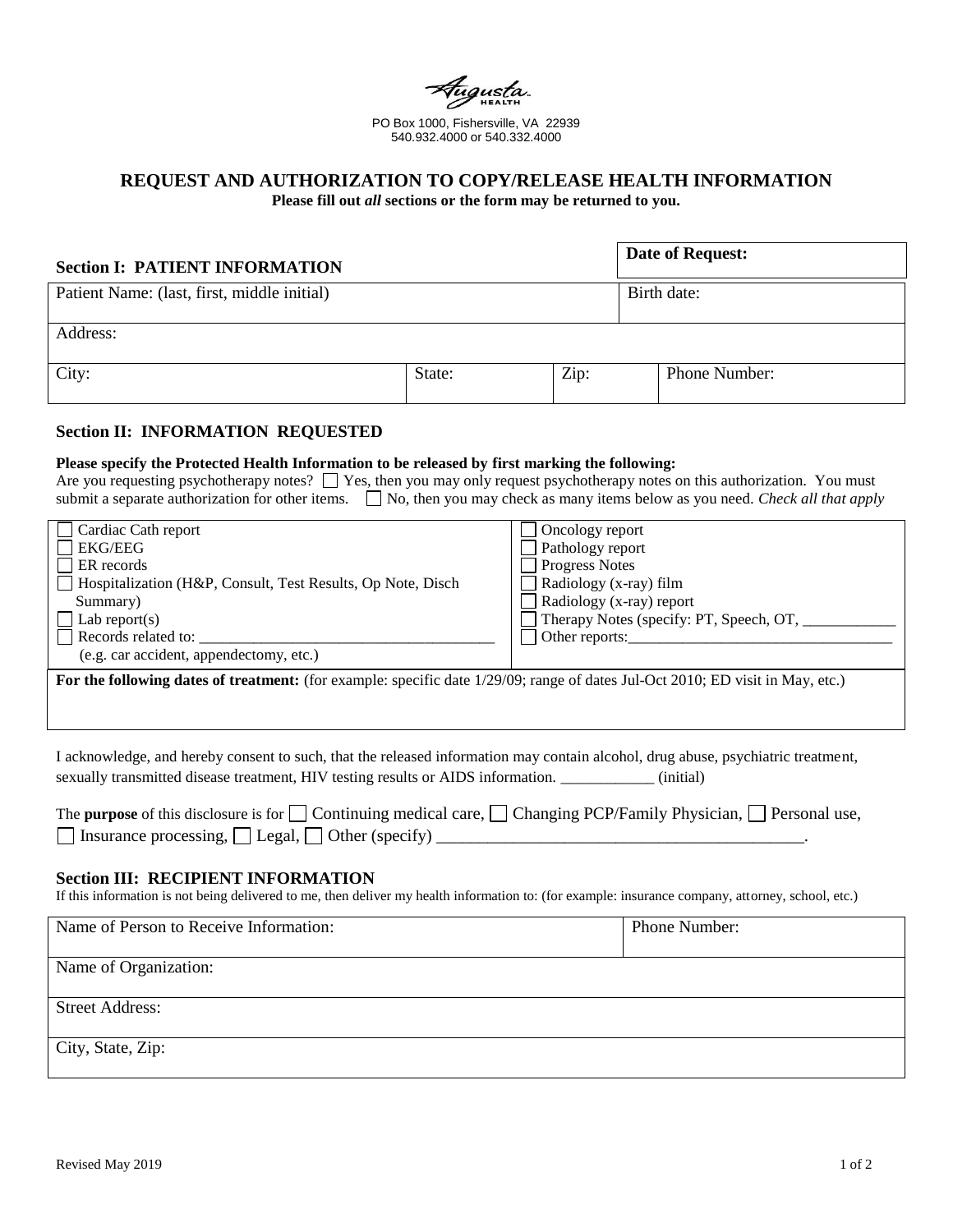Augusta Health

PO Box 1000, Fishersville, VA 22939
540.932.4000 or 540.332.4000

# REQUEST AND AUTHORIZATION TO COPY/RELEASE HEALTH INFORMATION

**Please fill out *all* sections or the form may be returned to you.**

## Section I: PATIENT INFORMATION

| | | | **Date of Request:** |
|---|---|---|---|
| Patient Name: (last, first, middle initial) | | | Birth date: |
| Address: | | | |
| City: | State: | Zip: | Phone Number: |

## Section II: INFORMATION REQUESTED

**Please specify the Protected Health Information to be released by first marking the following:**
Are you requesting psychotherapy notes? ☐ Yes, then you may only request psychotherapy notes on this authorization. You must submit a separate authorization for other items. ☐ No, then you may check as many items below as you need. *Check all that apply*

| | |
|---|---|
| ☐ Cardiac Cath report | ☐ Oncology report |
| ☐ EKG/EEG | ☐ Pathology report |
| ☐ ER records | ☐ Progress Notes |
| ☐ Hospitalization (H&P, Consult, Test Results, Op Note, Disch Summary) | ☐ Radiology (x-ray) film |
| ☐ Lab report(s) | ☐ Radiology (x-ray) report |
| ☐ Records related to: ______________________ (e.g. car accident, appendectomy, etc.) | ☐ Therapy Notes (specify: PT, Speech, OT, ____________ |
| | ☐ Other reports:______________________ |

**For the following dates of treatment:** (for example: specific date 1/29/09; range of dates Jul-Oct 2010; ED visit in May, etc.)

I acknowledge, and hereby consent to such, that the released information may contain alcohol, drug abuse, psychiatric treatment, sexually transmitted disease treatment, HIV testing results or AIDS information. ____________ (initial)

The **purpose** of this disclosure is for ☐ Continuing medical care, ☐ Changing PCP/Family Physician, ☐ Personal use, ☐ Insurance processing, ☐ Legal, ☐ Other (specify) ______________________________________________.

## Section III: RECIPIENT INFORMATION

If this information is not being delivered to me, then deliver my health information to: (for example: insurance company, attorney, school, etc.)

| | |
|---|---|
| Name of Person to Receive Information: | Phone Number: |
| Name of Organization: | |
| Street Address: | |
| City, State, Zip: | |

Revised May 2019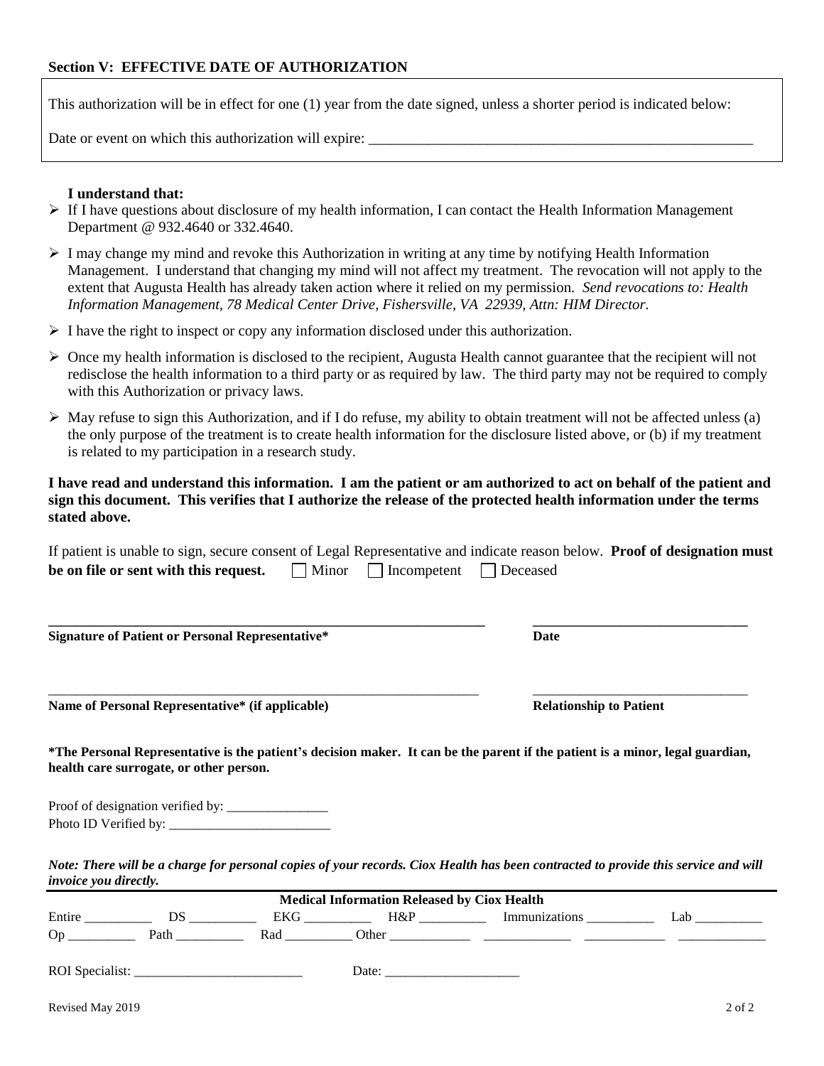### Section V: EFFECTIVE DATE OF AUTHORIZATION

This authorization will be in effect for one (1) year from the date signed, unless a shorter period is indicated below:

Date or event on which this authorization will expire: ______________________________________________________

**I understand that:**

- If I have questions about disclosure of my health information, I can contact the Health Information Management Department @ 932.4640 or 332.4640.
- I may change my mind and revoke this Authorization in writing at any time by notifying Health Information Management. I understand that changing my mind will not affect my treatment. The revocation will not apply to the extent that Augusta Health has already taken action where it relied on my permission. *Send revocations to: Health Information Management, 78 Medical Center Drive, Fishersville, VA 22939, Attn: HIM Director.*
- I have the right to inspect or copy any information disclosed under this authorization.
- Once my health information is disclosed to the recipient, Augusta Health cannot guarantee that the recipient will not redisclose the health information to a third party or as required by law. The third party may not be required to comply with this Authorization or privacy laws.
- May refuse to sign this Authorization, and if I do refuse, my ability to obtain treatment will not be affected unless (a) the only purpose of the treatment is to create health information for the disclosure listed above, or (b) if my treatment is related to my participation in a research study.

**I have read and understand this information. I am the patient or am authorized to act on behalf of the patient and sign this document. This verifies that I authorize the release of the protected health information under the terms stated above.**

If patient is unable to sign, secure consent of Legal Representative and indicate reason below. **Proof of designation must be on file or sent with this request.** ☐ Minor ☐ Incompetent ☐ Deceased

_______________________________________________________________ _______________________________

**Signature of Patient or Personal Representative*** **Date**

_______________________________________________________________ _______________________________

**Name of Personal Representative* (if applicable)** **Relationship to Patient**

**\*The Personal Representative is the patient's decision maker. It can be the parent if the patient is a minor, legal guardian, health care surrogate, or other person.**

Proof of designation verified by: _______________

Photo ID Verified by: ________________________

***Note: There will be a charge for personal copies of your records. Ciox Health has been contracted to provide this service and will invoice you directly.***

**Medical Information Released by Ciox Health**

Entire __________ DS __________ EKG __________ H&P __________ Immunizations __________ Lab __________

Op __________ Path __________ Rad __________ Other ____________ _____________ ____________ _____________

ROI Specialist: _________________________ Date: ____________________

Revised May 2019